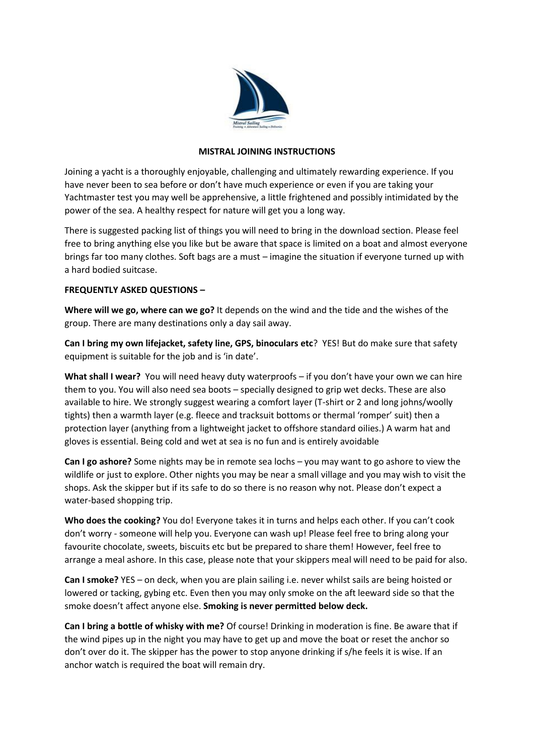## MISTRAL JOINING INSTRUCTIONS

Joining a yacht is a thoroughly enjoyable, challenging and ultimately rewarding experience. If you have never been to sea before or don't have much experience or even if you are taking your Yachtmaster test you may well be apprehensive, a little frightened and possibly intimidated by the power of the sea. A healthy respect for nature will get you a long way.

There is suggested packing list of things you will need to bring in the download section. Please feel free to bring anything else you like but be aware that space is limited on a boat and almost everyone brings far too many clothes. Soft bags are a must – imagine the situation if everyone turned up with a hard bodied suitcase.

**FREQUENTLY ASKED QUESTIONS –**

**Where will we go, where can we go?** It depends on the wind and the tide and the wishes of the group. There are many destinations only a day sail away.

**Can I bring my own lifejacket, safety line, GPS, binoculars etc**? YES! But do make sure that safety equipment is suitable for the job and is 'in date'.

**What shall I wear?** You will need heavy duty waterproofs – if you don't have your own we can hire them to you. You will also need sea boots – specially designed to grip wet decks. These are also available to hire. We strongly suggest wearing a comfort layer (T-shirt or 2 and long johns/woolly tights) then a warmth layer (e.g. fleece and tracksuit bottoms or thermal 'romper' suit) then a protection layer (anything from a lightweight jacket to offshore standard oilies.) A warm hat and gloves is essential. Being cold and wet at sea is no fun and is entirely avoidable

**Can I go ashore?** Some nights may be in remote sea lochs – you may want to go ashore to view the wildlife or just to explore. Other nights you may be near a small village and you may wish to visit the shops. Ask the skipper but if its safe to do so there is no reason why not. Please don't expect a water-based shopping trip.

**Who does the cooking?** You do! Everyone takes it in turns and helps each other. If you can't cook don't worry - someone will help you. Everyone can wash up! Please feel free to bring along your favourite chocolate, sweets, biscuits etc but be prepared to share them! However, feel free to arrange a meal ashore. In this case, please note that your skippers meal will need to be paid for also.

**Can I smoke?** YES – on deck, when you are plain sailing i.e. never whilst sails are being hoisted or lowered or tacking, gybing etc. Even then you may only smoke on the aft leeward side so that the smoke doesn't affect anyone else. **Smoking is never permitted below deck.**

**Can I bring a bottle of whisky with me?** Of course! Drinking in moderation is fine. Be aware that if the wind pipes up in the night you may have to get up and move the boat or reset the anchor so don't over do it. The skipper has the power to stop anyone drinking if s/he feels it is wise. If an anchor watch is required the boat will remain dry.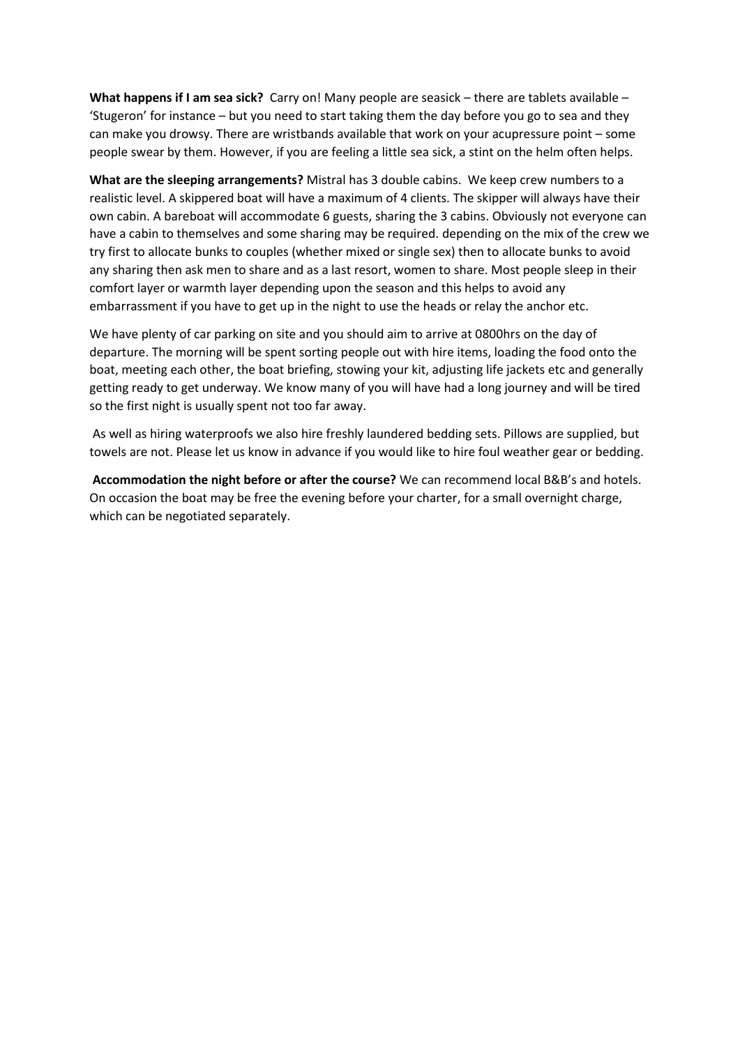**What happens if I am sea sick?** Carry on! Many people are seasick – there are tablets available – 'Stugeron' for instance – but you need to start taking them the day before you go to sea and they can make you drowsy. There are wristbands available that work on your acupressure point – some people swear by them. However, if you are feeling a little sea sick, a stint on the helm often helps.

**What are the sleeping arrangements?** Mistral has 3 double cabins. We keep crew numbers to a realistic level. A skippered boat will have a maximum of 4 clients. The skipper will always have their own cabin. A bareboat will accommodate 6 guests, sharing the 3 cabins. Obviously not everyone can have a cabin to themselves and some sharing may be required. depending on the mix of the crew we try first to allocate bunks to couples (whether mixed or single sex) then to allocate bunks to avoid any sharing then ask men to share and as a last resort, women to share. Most people sleep in their comfort layer or warmth layer depending upon the season and this helps to avoid any embarrassment if you have to get up in the night to use the heads or relay the anchor etc.

We have plenty of car parking on site and you should aim to arrive at 0800hrs on the day of departure. The morning will be spent sorting people out with hire items, loading the food onto the boat, meeting each other, the boat briefing, stowing your kit, adjusting life jackets etc and generally getting ready to get underway. We know many of you will have had a long journey and will be tired so the first night is usually spent not too far away.

As well as hiring waterproofs we also hire freshly laundered bedding sets. Pillows are supplied, but towels are not. Please let us know in advance if you would like to hire foul weather gear or bedding.

**Accommodation the night before or after the course?** We can recommend local B&B's and hotels. On occasion the boat may be free the evening before your charter, for a small overnight charge, which can be negotiated separately.